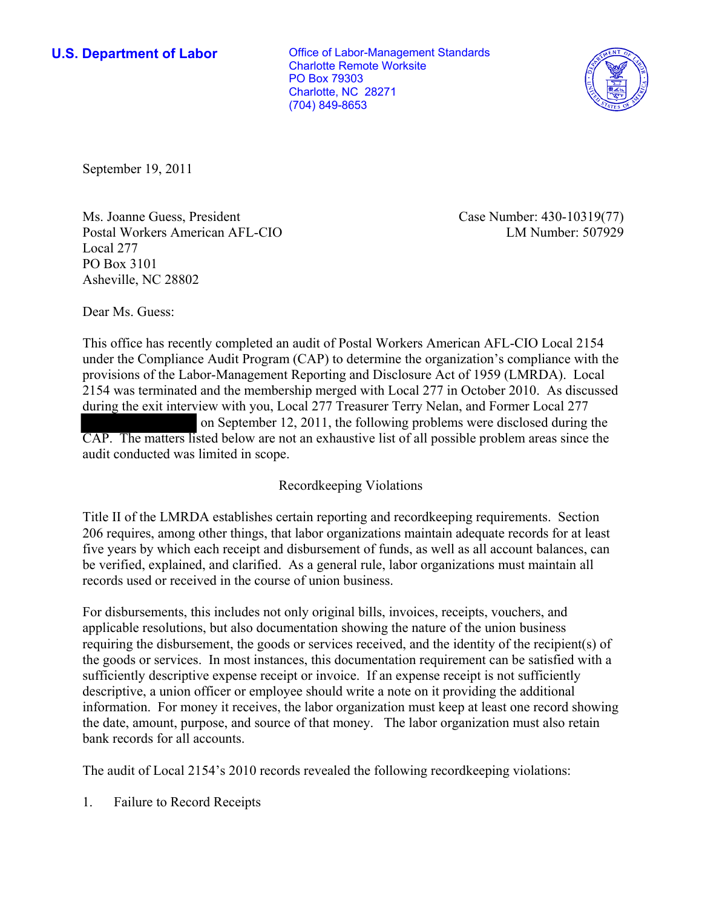**U.S. Department of Labor**

Office of Labor-Management Standards
Charlotte Remote Worksite
PO Box 79303
Charlotte, NC 28271
(704) 849-8653

September 19, 2011

Ms. Joanne Guess, President
Postal Workers American AFL-CIO
Local 277
PO Box 3101
Asheville, NC 28802

Case Number: 430-10319(77)
LM Number: 507929

Dear Ms. Guess:

This office has recently completed an audit of Postal Workers American AFL-CIO Local 2154 under the Compliance Audit Program (CAP) to determine the organization's compliance with the provisions of the Labor-Management Reporting and Disclosure Act of 1959 (LMRDA). Local 2154 was terminated and the membership merged with Local 277 in October 2010. As discussed during the exit interview with you, Local 277 Treasurer Terry Nelan, and Former Local 277 [REDACTED] on September 12, 2011, the following problems were disclosed during the CAP. The matters listed below are not an exhaustive list of all possible problem areas since the audit conducted was limited in scope.

Recordkeeping Violations

Title II of the LMRDA establishes certain reporting and recordkeeping requirements. Section 206 requires, among other things, that labor organizations maintain adequate records for at least five years by which each receipt and disbursement of funds, as well as all account balances, can be verified, explained, and clarified. As a general rule, labor organizations must maintain all records used or received in the course of union business.

For disbursements, this includes not only original bills, invoices, receipts, vouchers, and applicable resolutions, but also documentation showing the nature of the union business requiring the disbursement, the goods or services received, and the identity of the recipient(s) of the goods or services. In most instances, this documentation requirement can be satisfied with a sufficiently descriptive expense receipt or invoice. If an expense receipt is not sufficiently descriptive, a union officer or employee should write a note on it providing the additional information. For money it receives, the labor organization must keep at least one record showing the date, amount, purpose, and source of that money. The labor organization must also retain bank records for all accounts.

The audit of Local 2154's 2010 records revealed the following recordkeeping violations:

1. Failure to Record Receipts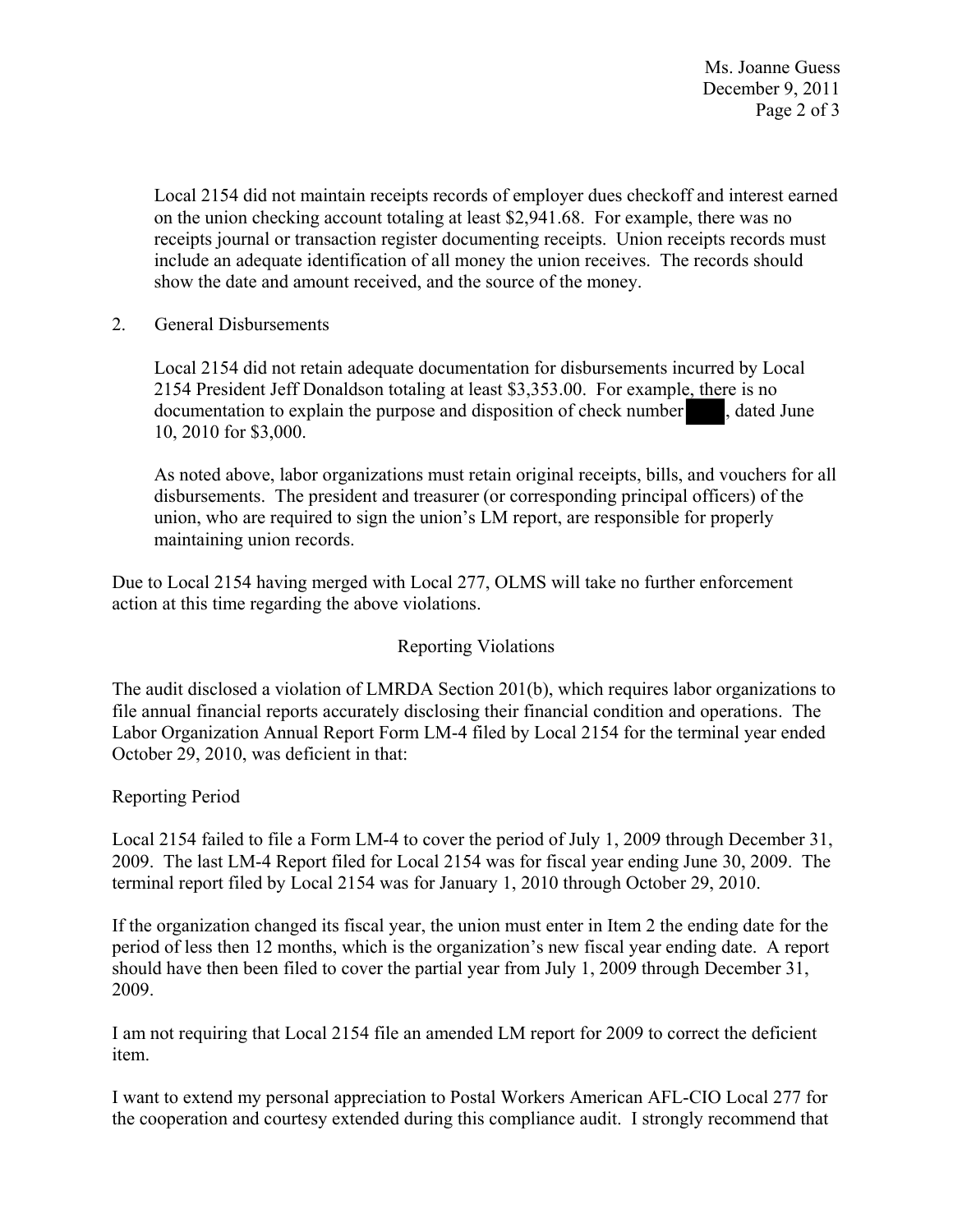Local 2154 did not maintain receipts records of employer dues checkoff and interest earned on the union checking account totaling at least $2,941.68. For example, there was no receipts journal or transaction register documenting receipts. Union receipts records must include an adequate identification of all money the union receives. The records should show the date and amount received, and the source of the money.

2. General Disbursements

   Local 2154 did not retain adequate documentation for disbursements incurred by Local 2154 President Jeff Donaldson totaling at least $3,353.00. For example, there is no documentation to explain the purpose and disposition of check number ████, dated June 10, 2010 for $3,000.

   As noted above, labor organizations must retain original receipts, bills, and vouchers for all disbursements. The president and treasurer (or corresponding principal officers) of the union, who are required to sign the union's LM report, are responsible for properly maintaining union records.

Due to Local 2154 having merged with Local 277, OLMS will take no further enforcement action at this time regarding the above violations.

Reporting Violations

The audit disclosed a violation of LMRDA Section 201(b), which requires labor organizations to file annual financial reports accurately disclosing their financial condition and operations. The Labor Organization Annual Report Form LM-4 filed by Local 2154 for the terminal year ended October 29, 2010, was deficient in that:

Reporting Period

Local 2154 failed to file a Form LM-4 to cover the period of July 1, 2009 through December 31, 2009. The last LM-4 Report filed for Local 2154 was for fiscal year ending June 30, 2009. The terminal report filed by Local 2154 was for January 1, 2010 through October 29, 2010.

If the organization changed its fiscal year, the union must enter in Item 2 the ending date for the period of less then 12 months, which is the organization's new fiscal year ending date. A report should have then been filed to cover the partial year from July 1, 2009 through December 31, 2009.

I am not requiring that Local 2154 file an amended LM report for 2009 to correct the deficient item.

I want to extend my personal appreciation to Postal Workers American AFL-CIO Local 277 for the cooperation and courtesy extended during this compliance audit. I strongly recommend that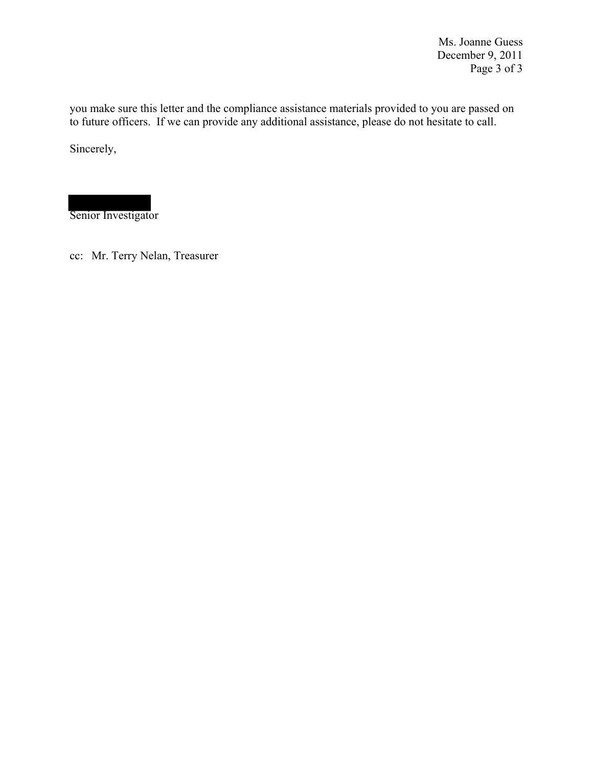you make sure this letter and the compliance assistance materials provided to you are passed on to future officers. If we can provide any additional assistance, please do not hesitate to call.

Sincerely,

Senior Investigator

cc: Mr. Terry Nelan, Treasurer